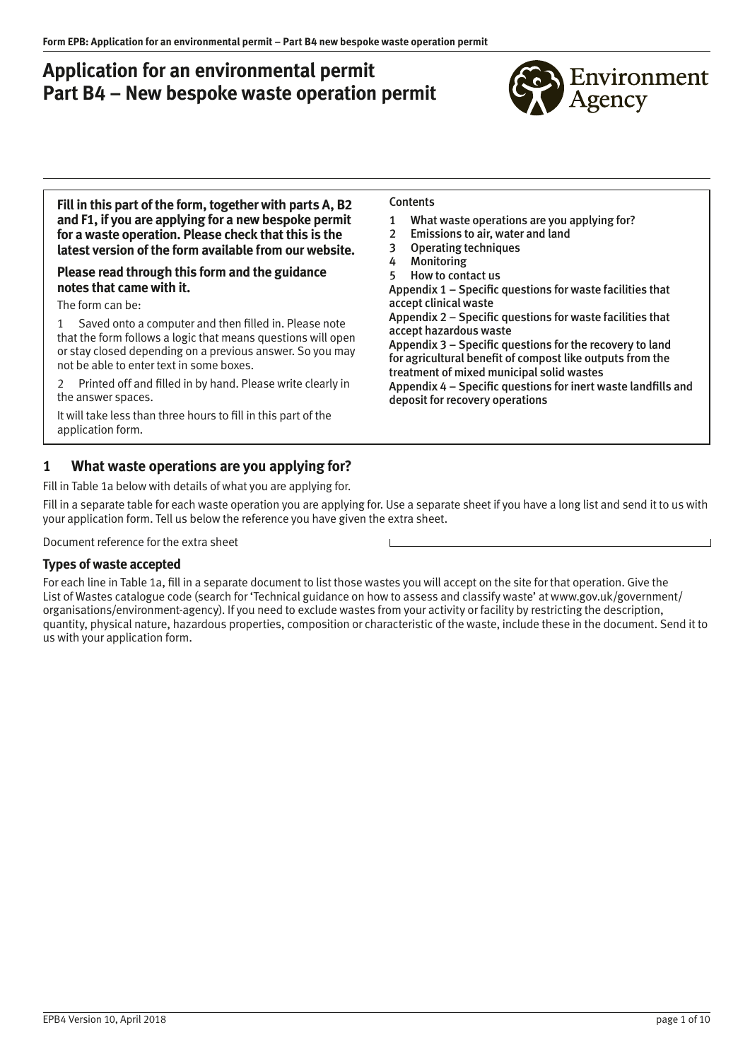# Application for an environmental permit Part B4 – New bespoke waste operation permit

**Fill in this part of the form, together with parts A, B2 and F1, if you are applying for a new bespoke permit for a waste operation. Please check that this is the latest version of the form available from our website.**

**Please read through this form and the guidance notes that came with it.**

The form can be:

1 Saved onto a computer and then filled in. Please note that the form follows a logic that means questions will open or stay closed depending on a previous answer. So you may not be able to enter text in some boxes.

2 Printed off and filled in by hand. Please write clearly in the answer spaces.

It will take less than three hours to fill in this part of the application form.

Contents

1 What waste operations are you applying for?
2 Emissions to air, water and land
3 Operating techniques
4 Monitoring
5 How to contact us

Appendix 1 – Specific questions for waste facilities that accept clinical waste
Appendix 2 – Specific questions for waste facilities that accept hazardous waste
Appendix 3 – Specific questions for the recovery to land for agricultural benefit of compost like outputs from the treatment of mixed municipal solid wastes
Appendix 4 – Specific questions for inert waste landfills and deposit for recovery operations

## 1 What waste operations are you applying for?

Fill in Table 1a below with details of what you are applying for.

Fill in a separate table for each waste operation you are applying for. Use a separate sheet if you have a long list and send it to us with your application form. Tell us below the reference you have given the extra sheet.

Document reference for the extra sheet

### Types of waste accepted

For each line in Table 1a, fill in a separate document to list those wastes you will accept on the site for that operation. Give the List of Wastes catalogue code (search for 'Technical guidance on how to assess and classify waste' at www.gov.uk/government/organisations/environment-agency). If you need to exclude wastes from your activity or facility by restricting the description, quantity, physical nature, hazardous properties, composition or characteristic of the waste, include these in the document. Send it to us with your application form.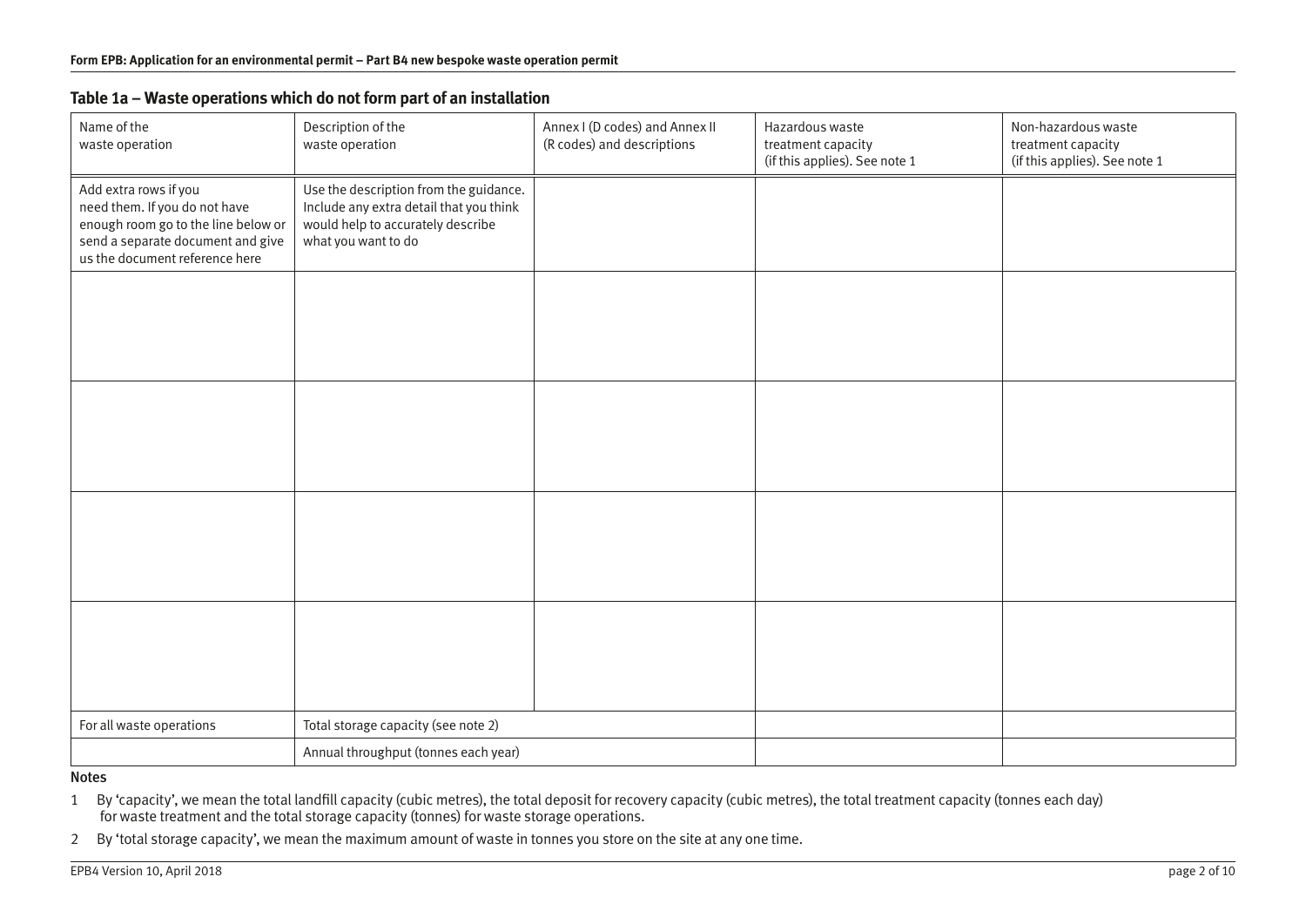## Table 1a – Waste operations which do not form part of an installation

| Name of the waste operation | Description of the waste operation | Annex I (D codes) and Annex II (R codes) and descriptions | Hazardous waste treatment capacity (if this applies). See note 1 | Non-hazardous waste treatment capacity (if this applies). See note 1 |
|---|---|---|---|---|
| Add extra rows if you need them. If you do not have enough room go to the line below or send a separate document and give us the document reference here | Use the description from the guidance. Include any extra detail that you think would help to accurately describe what you want to do | | | |
| | | | | |
| | | | | |
| | | | | |
| | | | | |
| For all waste operations | Total storage capacity (see note 2) | | | |
| | Annual throughput (tonnes each year) | | | |

**Notes**

1 By 'capacity', we mean the total landfill capacity (cubic metres), the total deposit for recovery capacity (cubic metres), the total treatment capacity (tonnes each day) for waste treatment and the total storage capacity (tonnes) for waste storage operations.

2 By 'total storage capacity', we mean the maximum amount of waste in tonnes you store on the site at any one time.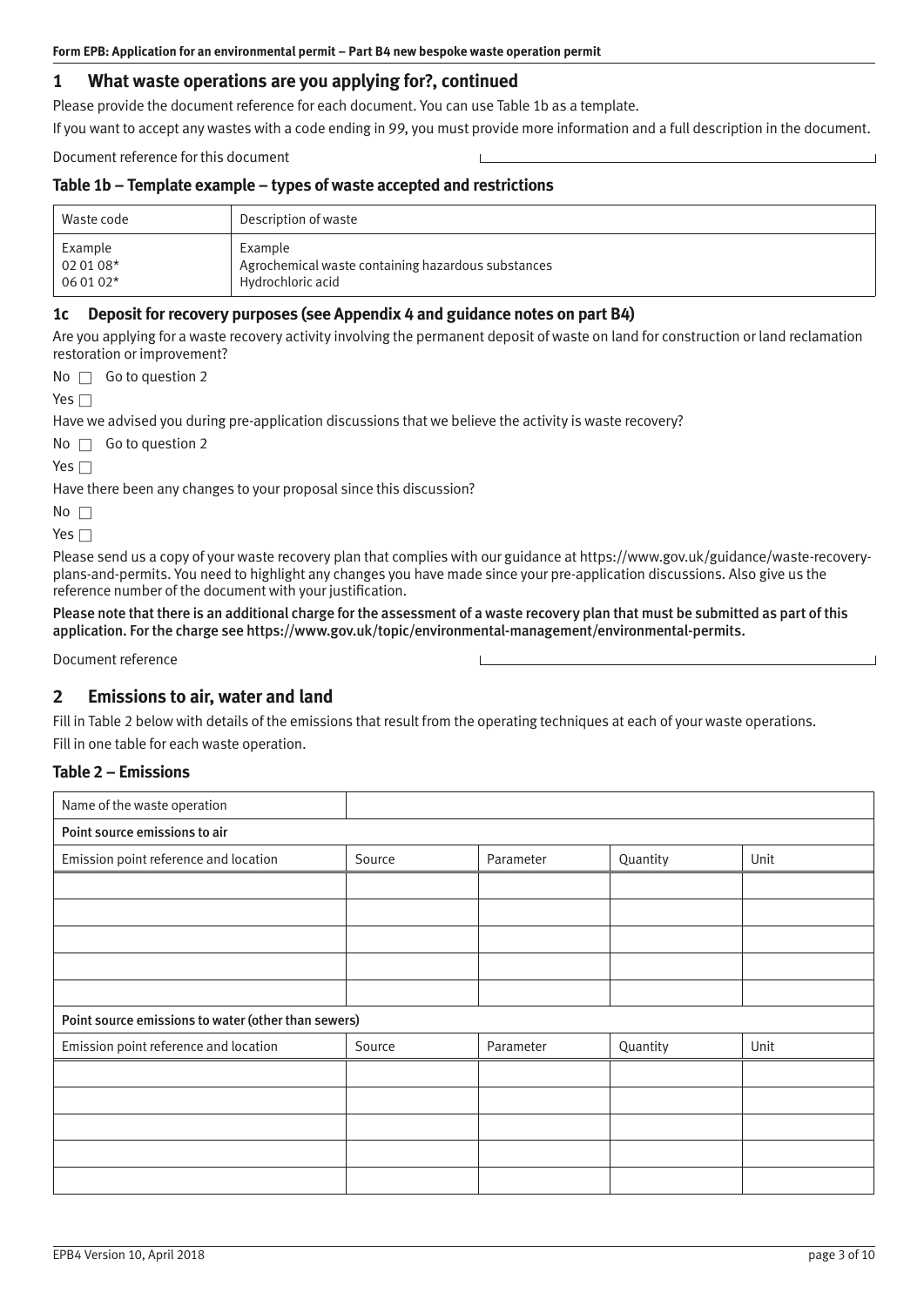## 1 What waste operations are you applying for?, continued

Please provide the document reference for each document. You can use Table 1b as a template.

If you want to accept any wastes with a code ending in 99, you must provide more information and a full description in the document.

Document reference for this document

### Table 1b – Template example – types of waste accepted and restrictions

| Waste code | Description of waste |
|---|---|
| Example<br>02 01 08*<br>06 01 02* | Example<br>Agrochemical waste containing hazardous substances<br>Hydrochloric acid |

### 1c Deposit for recovery purposes (see Appendix 4 and guidance notes on part B4)

Are you applying for a waste recovery activity involving the permanent deposit of waste on land for construction or land reclamation restoration or improvement?

No ☐ Go to question 2

Yes ☐

Have we advised you during pre-application discussions that we believe the activity is waste recovery?

No ☐ Go to question 2

Yes ☐

Have there been any changes to your proposal since this discussion?

No ☐

Yes ☐

Please send us a copy of your waste recovery plan that complies with our guidance at https://www.gov.uk/guidance/waste-recovery-plans-and-permits. You need to highlight any changes you have made since your pre-application discussions. Also give us the reference number of the document with your justification.

**Please note that there is an additional charge for the assessment of a waste recovery plan that must be submitted as part of this application. For the charge see https://www.gov.uk/topic/environmental-management/environmental-permits.**

Document reference

## 2 Emissions to air, water and land

Fill in Table 2 below with details of the emissions that result from the operating techniques at each of your waste operations.

Fill in one table for each waste operation.

### Table 2 – Emissions

| Name of the waste operation | | | | |
|---|---|---|---|---|
| **Point source emissions to air** | | | | |
| Emission point reference and location | Source | Parameter | Quantity | Unit |
| | | | | |
| | | | | |
| | | | | |
| | | | | |
| | | | | |
| **Point source emissions to water (other than sewers)** | | | | |
| Emission point reference and location | Source | Parameter | Quantity | Unit |
| | | | | |
| | | | | |
| | | | | |
| | | | | |
| | | | | |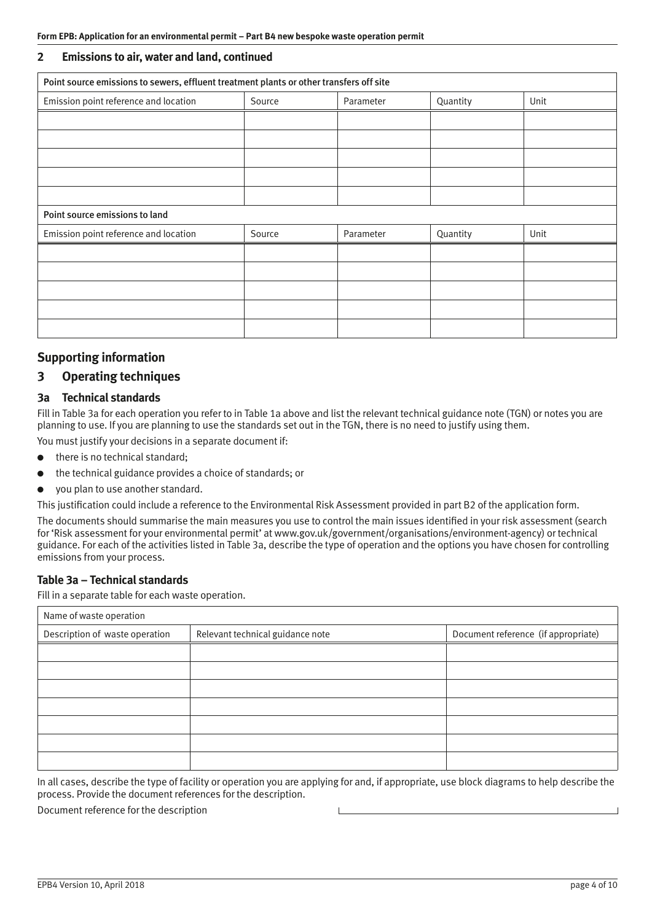## 2 Emissions to air, water and land, continued

| Point source emissions to sewers, effluent treatment plants or other transfers off site | | | | |
|---|---|---|---|---|
| Emission point reference and location | Source | Parameter | Quantity | Unit |
| | | | | |
| | | | | |
| | | | | |
| | | | | |
| | | | | |

| Point source emissions to land | | | | |
|---|---|---|---|---|
| Emission point reference and location | Source | Parameter | Quantity | Unit |
| | | | | |
| | | | | |
| | | | | |
| | | | | |
| | | | | |

## Supporting information

## 3 Operating techniques

### 3a Technical standards

Fill in Table 3a for each operation you refer to in Table 1a above and list the relevant technical guidance note (TGN) or notes you are planning to use. If you are planning to use the standards set out in the TGN, there is no need to justify using them.

You must justify your decisions in a separate document if:

- there is no technical standard;
- the technical guidance provides a choice of standards; or
- you plan to use another standard.

This justification could include a reference to the Environmental Risk Assessment provided in part B2 of the application form.

The documents should summarise the main measures you use to control the main issues identified in your risk assessment (search for 'Risk assessment for your environmental permit' at www.gov.uk/government/organisations/environment-agency) or technical guidance. For each of the activities listed in Table 3a, describe the type of operation and the options you have chosen for controlling emissions from your process.

### Table 3a – Technical standards

Fill in a separate table for each waste operation.

| Name of waste operation | | |
|---|---|---|
| Description of waste operation | Relevant technical guidance note | Document reference (if appropriate) |
| | | |
| | | |
| | | |
| | | |
| | | |
| | | |
| | | |

In all cases, describe the type of facility or operation you are applying for and, if appropriate, use block diagrams to help describe the process. Provide the document references for the description.

Document reference for the description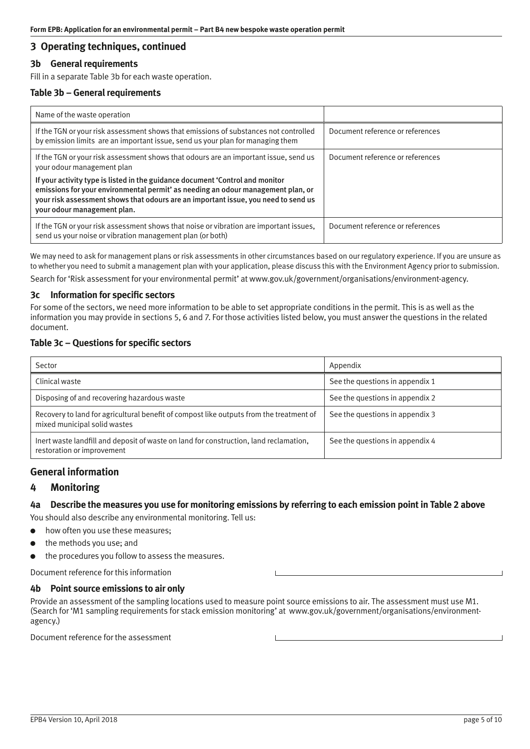## 3 Operating techniques, continued

### 3b General requirements

Fill in a separate Table 3b for each waste operation.

#### Table 3b – General requirements

| Name of the waste operation | |
|---|---|
| If the TGN or your risk assessment shows that emissions of substances not controlled by emission limits are an important issue, send us your plan for managing them | Document reference or references |
| If the TGN or your risk assessment shows that odours are an important issue, send us your odour management plan<br><br>**If your activity type is listed in the guidance document 'Control and monitor emissions for your environmental permit' as needing an odour management plan, or your risk assessment shows that odours are an important issue, you need to send us your odour management plan.** | Document reference or references |
| If the TGN or your risk assessment shows that noise or vibration are important issues, send us your noise or vibration management plan (or both) | Document reference or references |

We may need to ask for management plans or risk assessments in other circumstances based on our regulatory experience. If you are unsure as to whether you need to submit a management plan with your application, please discuss this with the Environment Agency prior to submission.

Search for 'Risk assessment for your environmental permit' at www.gov.uk/government/organisations/environment-agency.

### 3c Information for specific sectors

For some of the sectors, we need more information to be able to set appropriate conditions in the permit. This is as well as the information you may provide in sections 5, 6 and 7. For those activities listed below, you must answer the questions in the related document.

#### Table 3c – Questions for specific sectors

| Sector | Appendix |
|---|---|
| Clinical waste | See the questions in appendix 1 |
| Disposing of and recovering hazardous waste | See the questions in appendix 2 |
| Recovery to land for agricultural benefit of compost like outputs from the treatment of mixed municipal solid wastes | See the questions in appendix 3 |
| Inert waste landfill and deposit of waste on land for construction, land reclamation, restoration or improvement | See the questions in appendix 4 |

## General information

## 4 Monitoring

### 4a Describe the measures you use for monitoring emissions by referring to each emission point in Table 2 above

You should also describe any environmental monitoring. Tell us:

- how often you use these measures;
- the methods you use; and
- the procedures you follow to assess the measures.

Document reference for this information

### 4b Point source emissions to air only

Provide an assessment of the sampling locations used to measure point source emissions to air. The assessment must use M1. (Search for 'M1 sampling requirements for stack emission monitoring' at www.gov.uk/government/organisations/environment-agency.)

Document reference for the assessment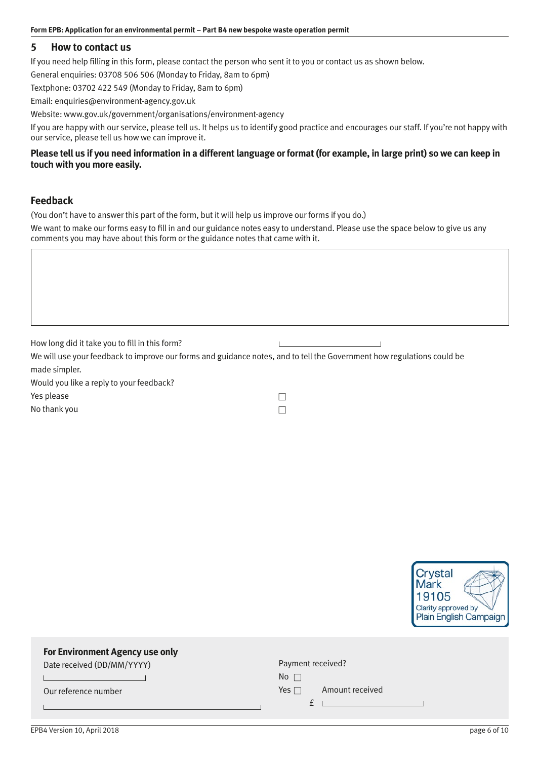## 5 How to contact us

If you need help filling in this form, please contact the person who sent it to you or contact us as shown below.

General enquiries: 03708 506 506 (Monday to Friday, 8am to 6pm)

Textphone: 03702 422 549 (Monday to Friday, 8am to 6pm)

Email: enquiries@environment-agency.gov.uk

Website: www.gov.uk/government/organisations/environment-agency

If you are happy with our service, please tell us. It helps us to identify good practice and encourages our staff. If you're not happy with our service, please tell us how we can improve it.

**Please tell us if you need information in a different language or format (for example, in large print) so we can keep in touch with you more easily.**

## Feedback

(You don't have to answer this part of the form, but it will help us improve our forms if you do.)

We want to make our forms easy to fill in and our guidance notes easy to understand. Please use the space below to give us any comments you may have about this form or the guidance notes that came with it.

How long did it take you to fill in this form?

We will use your feedback to improve our forms and guidance notes, and to tell the Government how regulations could be made simpler.

Would you like a reply to your feedback?

Yes please ☐

No thank you ☐

Crystal Mark 19105 Clarity approved by Plain English Campaign

**For Environment Agency use only**

Date received (DD/MM/YYYY)

Our reference number

Payment received?

No ☐

Yes ☐ Amount received

£

EPB4 Version 10, April 2018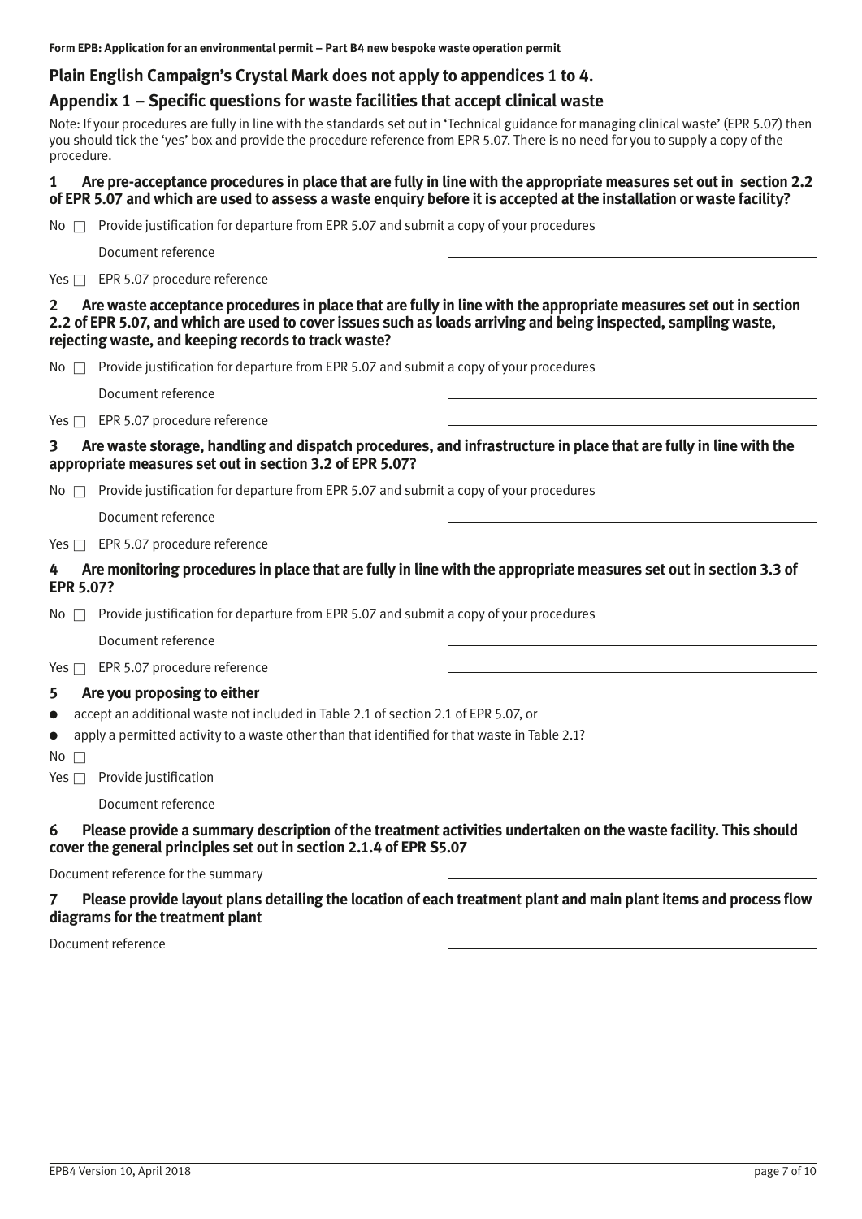## Plain English Campaign's Crystal Mark does not apply to appendices 1 to 4.

## Appendix 1 – Specific questions for waste facilities that accept clinical waste

Note: If your procedures are fully in line with the standards set out in 'Technical guidance for managing clinical waste' (EPR 5.07) then you should tick the 'yes' box and provide the procedure reference from EPR 5.07. There is no need for you to supply a copy of the procedure.

**1 Are pre-acceptance procedures in place that are fully in line with the appropriate measures set out in section 2.2 of EPR 5.07 and which are used to assess a waste enquiry before it is accepted at the installation or waste facility?**

No ☐ Provide justification for departure from EPR 5.07 and submit a copy of your procedures

Document reference

Yes ☐ EPR 5.07 procedure reference

**2 Are waste acceptance procedures in place that are fully in line with the appropriate measures set out in section 2.2 of EPR 5.07, and which are used to cover issues such as loads arriving and being inspected, sampling waste, rejecting waste, and keeping records to track waste?**

No ☐ Provide justification for departure from EPR 5.07 and submit a copy of your procedures

Document reference

Yes ☐ EPR 5.07 procedure reference

**3 Are waste storage, handling and dispatch procedures, and infrastructure in place that are fully in line with the appropriate measures set out in section 3.2 of EPR 5.07?**

No ☐ Provide justification for departure from EPR 5.07 and submit a copy of your procedures

Document reference

Yes ☐ EPR 5.07 procedure reference

**4 Are monitoring procedures in place that are fully in line with the appropriate measures set out in section 3.3 of EPR 5.07?**

No ☐ Provide justification for departure from EPR 5.07 and submit a copy of your procedures

Document reference

Yes ☐ EPR 5.07 procedure reference

**5 Are you proposing to either**

- accept an additional waste not included in Table 2.1 of section 2.1 of EPR 5.07, or
- apply a permitted activity to a waste other than that identified for that waste in Table 2.1?

No ☐

Yes ☐ Provide justification

Document reference

**6 Please provide a summary description of the treatment activities undertaken on the waste facility. This should cover the general principles set out in section 2.1.4 of EPR S5.07**

Document reference for the summary

**7 Please provide layout plans detailing the location of each treatment plant and main plant items and process flow diagrams for the treatment plant**

Document reference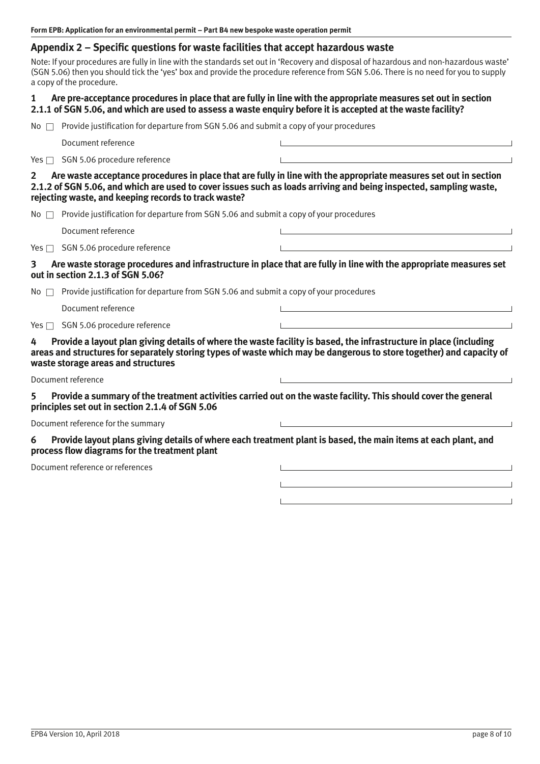## Appendix 2 – Specific questions for waste facilities that accept hazardous waste

Note: If your procedures are fully in line with the standards set out in 'Recovery and disposal of hazardous and non-hazardous waste' (SGN 5.06) then you should tick the 'yes' box and provide the procedure reference from SGN 5.06. There is no need for you to supply a copy of the procedure.

**1 Are pre-acceptance procedures in place that are fully in line with the appropriate measures set out in section 2.1.1 of SGN 5.06, and which are used to assess a waste enquiry before it is accepted at the waste facility?**

No ☐ Provide justification for departure from SGN 5.06 and submit a copy of your procedures

Document reference \_\_\_\_\_\_\_\_\_\_\_\_\_\_\_\_

Yes ☐ SGN 5.06 procedure reference \_\_\_\_\_\_\_\_\_\_\_\_\_\_\_\_

**2 Are waste acceptance procedures in place that are fully in line with the appropriate measures set out in section 2.1.2 of SGN 5.06, and which are used to cover issues such as loads arriving and being inspected, sampling waste, rejecting waste, and keeping records to track waste?**

No ☐ Provide justification for departure from SGN 5.06 and submit a copy of your procedures

Document reference \_\_\_\_\_\_\_\_\_\_\_\_\_\_\_\_

Yes ☐ SGN 5.06 procedure reference \_\_\_\_\_\_\_\_\_\_\_\_\_\_\_\_

**3 Are waste storage procedures and infrastructure in place that are fully in line with the appropriate measures set out in section 2.1.3 of SGN 5.06?**

No ☐ Provide justification for departure from SGN 5.06 and submit a copy of your procedures

Document reference \_\_\_\_\_\_\_\_\_\_\_\_\_\_\_\_

Yes ☐ SGN 5.06 procedure reference \_\_\_\_\_\_\_\_\_\_\_\_\_\_\_\_

**4 Provide a layout plan giving details of where the waste facility is based, the infrastructure in place (including areas and structures for separately storing types of waste which may be dangerous to store together) and capacity of waste storage areas and structures**

Document reference \_\_\_\_\_\_\_\_\_\_\_\_\_\_\_\_

**5 Provide a summary of the treatment activities carried out on the waste facility. This should cover the general principles set out in section 2.1.4 of SGN 5.06**

Document reference for the summary \_\_\_\_\_\_\_\_\_\_\_\_\_\_\_\_

**6 Provide layout plans giving details of where each treatment plant is based, the main items at each plant, and process flow diagrams for the treatment plant**

Document reference or references \_\_\_\_\_\_\_\_\_\_\_\_\_\_\_\_

\_\_\_\_\_\_\_\_\_\_\_\_\_\_\_\_

\_\_\_\_\_\_\_\_\_\_\_\_\_\_\_\_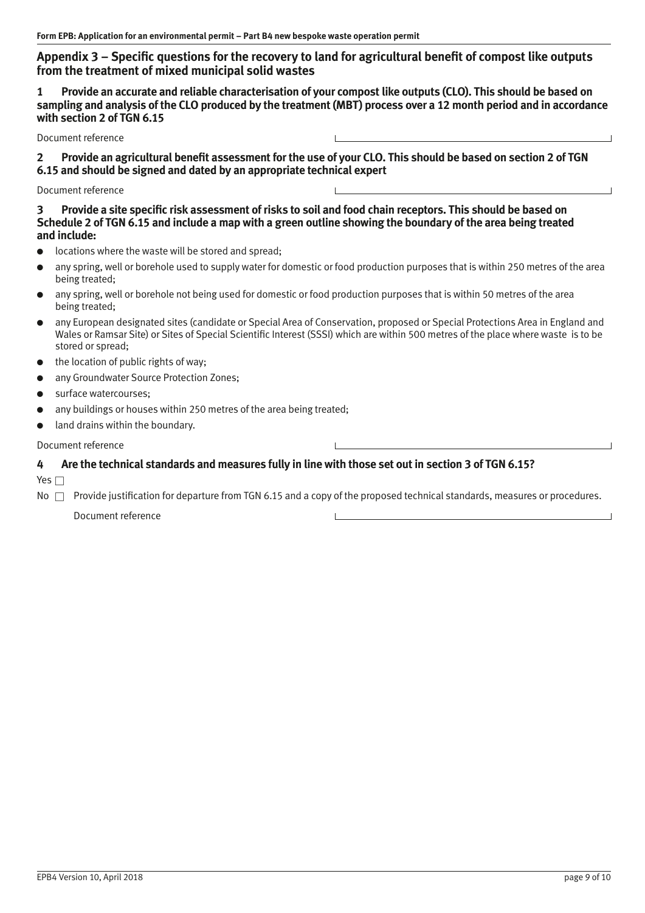## Appendix 3 – Specific questions for the recovery to land for agricultural benefit of compost like outputs from the treatment of mixed municipal solid wastes

**1 Provide an accurate and reliable characterisation of your compost like outputs (CLO). This should be based on sampling and analysis of the CLO produced by the treatment (MBT) process over a 12 month period and in accordance with section 2 of TGN 6.15**

Document reference

**2 Provide an agricultural benefit assessment for the use of your CLO. This should be based on section 2 of TGN 6.15 and should be signed and dated by an appropriate technical expert**

Document reference

**3 Provide a site specific risk assessment of risks to soil and food chain receptors. This should be based on Schedule 2 of TGN 6.15 and include a map with a green outline showing the boundary of the area being treated and include:**

- locations where the waste will be stored and spread;
- any spring, well or borehole used to supply water for domestic or food production purposes that is within 250 metres of the area being treated;
- any spring, well or borehole not being used for domestic or food production purposes that is within 50 metres of the area being treated;
- any European designated sites (candidate or Special Area of Conservation, proposed or Special Protections Area in England and Wales or Ramsar Site) or Sites of Special Scientific Interest (SSSI) which are within 500 metres of the place where waste is to be stored or spread;
- the location of public rights of way;
- any Groundwater Source Protection Zones;
- surface watercourses;
- any buildings or houses within 250 metres of the area being treated;
- land drains within the boundary.

Document reference

**4 Are the technical standards and measures fully in line with those set out in section 3 of TGN 6.15?**

Yes ☐

No ☐ Provide justification for departure from TGN 6.15 and a copy of the proposed technical standards, measures or procedures.

Document reference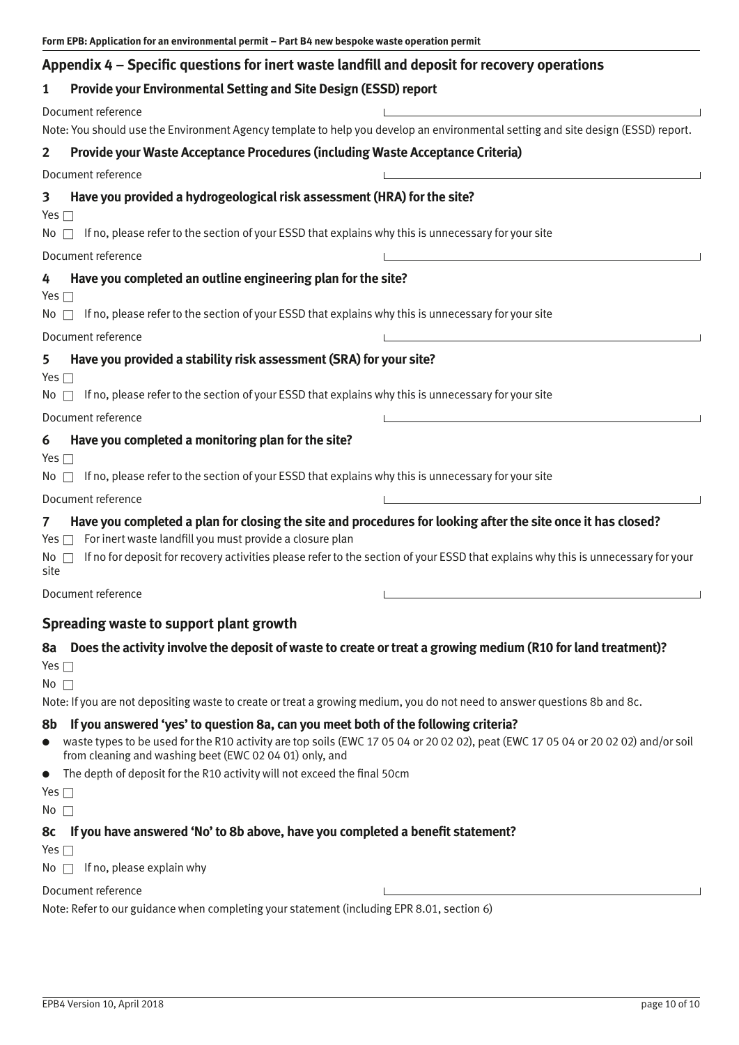## Appendix 4 – Specific questions for inert waste landfill and deposit for recovery operations

### 1 Provide your Environmental Setting and Site Design (ESSD) report

Document reference

Note: You should use the Environment Agency template to help you develop an environmental setting and site design (ESSD) report.

### 2 Provide your Waste Acceptance Procedures (including Waste Acceptance Criteria)

Document reference

### 3 Have you provided a hydrogeological risk assessment (HRA) for the site?

Yes ☐

No ☐ If no, please refer to the section of your ESSD that explains why this is unnecessary for your site

Document reference

### 4 Have you completed an outline engineering plan for the site?

Yes ☐

No ☐ If no, please refer to the section of your ESSD that explains why this is unnecessary for your site

Document reference

### 5 Have you provided a stability risk assessment (SRA) for your site?

Yes ☐

No ☐ If no, please refer to the section of your ESSD that explains why this is unnecessary for your site

Document reference

### 6 Have you completed a monitoring plan for the site?

Yes ☐

No ☐ If no, please refer to the section of your ESSD that explains why this is unnecessary for your site

Document reference

### 7 Have you completed a plan for closing the site and procedures for looking after the site once it has closed?

Yes ☐ For inert waste landfill you must provide a closure plan

No ☐ If no for deposit for recovery activities please refer to the section of your ESSD that explains why this is unnecessary for your site

Document reference

## Spreading waste to support plant growth

### 8a Does the activity involve the deposit of waste to create or treat a growing medium (R10 for land treatment)?

Yes ☐

No ☐

Note: If you are not depositing waste to create or treat a growing medium, you do not need to answer questions 8b and 8c.

### 8b If you answered 'yes' to question 8a, can you meet both of the following criteria?

- waste types to be used for the R10 activity are top soils (EWC 17 05 04 or 20 02 02), peat (EWC 17 05 04 or 20 02 02) and/or soil from cleaning and washing beet (EWC 02 04 01) only, and
- The depth of deposit for the R10 activity will not exceed the final 50cm

Yes ☐

No ☐

### 8c If you have answered 'No' to 8b above, have you completed a benefit statement?

Yes ☐

No ☐ If no, please explain why

Document reference

Note: Refer to our guidance when completing your statement (including EPR 8.01, section 6)